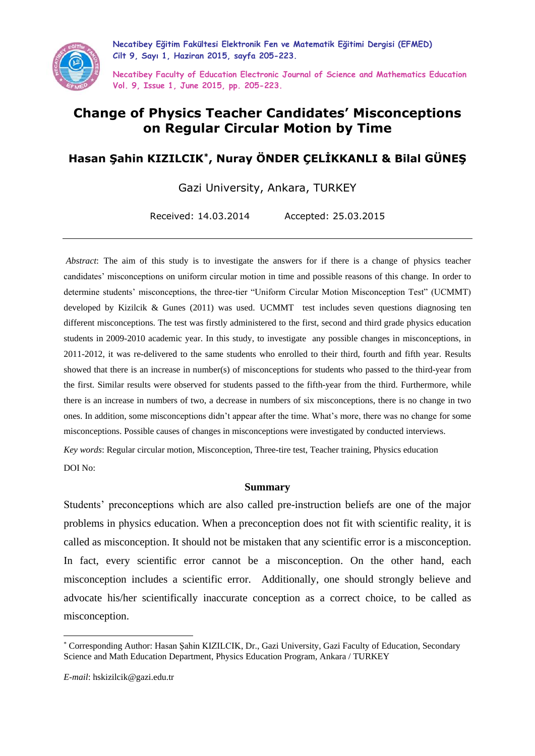# Change of Physics Teacher Candidates' Misconceptions on Regular Circular Motion by Time

**Hasan Şahin KIZILCIK*, Nuray ÖNDER ÇELİKKANLI & Bilal GÜNEŞ**

Gazi University, Ankara, TURKEY

Received: 14.03.2014 Accepted: 25.03.2015

*Abstract*: The aim of this study is to investigate the answers for if there is a change of physics teacher candidates' misconceptions on uniform circular motion in time and possible reasons of this change. In order to determine students' misconceptions, the three-tier "Uniform Circular Motion Misconception Test" (UCMMT) developed by Kizilcik & Gunes (2011) was used. UCMMT test includes seven questions diagnosing ten different misconceptions. The test was firstly administered to the first, second and third grade physics education students in 2009-2010 academic year. In this study, to investigate any possible changes in misconceptions, in 2011-2012, it was re-delivered to the same students who enrolled to their third, fourth and fifth year. Results showed that there is an increase in number(s) of misconceptions for students who passed to the third-year from the first. Similar results were observed for students passed to the fifth-year from the third. Furthermore, while there is an increase in numbers of two, a decrease in numbers of six misconceptions, there is no change in two ones. In addition, some misconceptions didn't appear after the time. What's more, there was no change for some misconceptions. Possible causes of changes in misconceptions were investigated by conducted interviews.

*Key words*: Regular circular motion, Misconception, Three-tire test, Teacher training, Physics education

DOI No:

## Summary

Students' preconceptions which are also called pre-instruction beliefs are one of the major problems in physics education. When a preconception does not fit with scientific reality, it is called as misconception. It should not be mistaken that any scientific error is a misconception. In fact, every scientific error cannot be a misconception. On the other hand, each misconception includes a scientific error. Additionally, one should strongly believe and advocate his/her scientifically inaccurate conception as a correct choice, to be called as misconception.

---

\* Corresponding Author: Hasan Şahin KIZILCIK, Dr., Gazi University, Gazi Faculty of Education, Secondary Science and Math Education Department, Physics Education Program, Ankara / TURKEY

*E-mail*: hskizilcik@gazi.edu.tr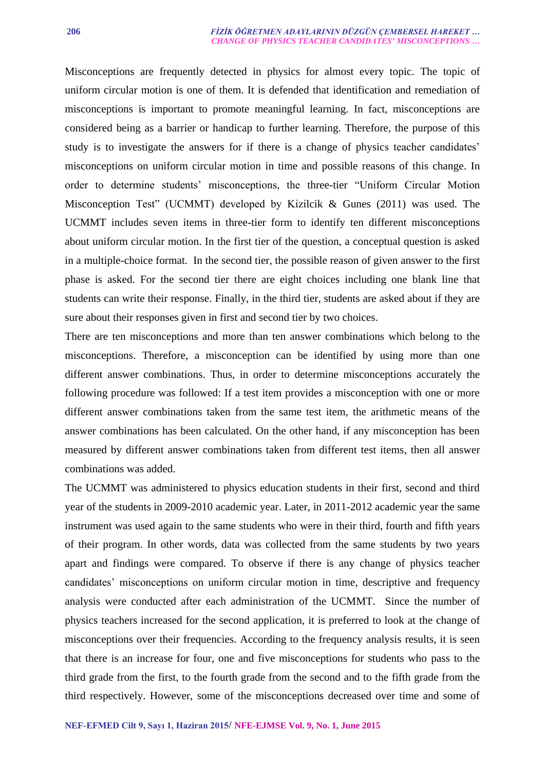Misconceptions are frequently detected in physics for almost every topic. The topic of uniform circular motion is one of them. It is defended that identification and remediation of misconceptions is important to promote meaningful learning. In fact, misconceptions are considered being as a barrier or handicap to further learning. Therefore, the purpose of this study is to investigate the answers for if there is a change of physics teacher candidates' misconceptions on uniform circular motion in time and possible reasons of this change. In order to determine students' misconceptions, the three-tier "Uniform Circular Motion Misconception Test" (UCMMT) developed by Kizilcik & Gunes (2011) was used. The UCMMT includes seven items in three-tier form to identify ten different misconceptions about uniform circular motion. In the first tier of the question, a conceptual question is asked in a multiple-choice format. In the second tier, the possible reason of given answer to the first phase is asked. For the second tier there are eight choices including one blank line that students can write their response. Finally, in the third tier, students are asked about if they are sure about their responses given in first and second tier by two choices.

There are ten misconceptions and more than ten answer combinations which belong to the misconceptions. Therefore, a misconception can be identified by using more than one different answer combinations. Thus, in order to determine misconceptions accurately the following procedure was followed: If a test item provides a misconception with one or more different answer combinations taken from the same test item, the arithmetic means of the answer combinations has been calculated. On the other hand, if any misconception has been measured by different answer combinations taken from different test items, then all answer combinations was added.

The UCMMT was administered to physics education students in their first, second and third year of the students in 2009-2010 academic year. Later, in 2011-2012 academic year the same instrument was used again to the same students who were in their third, fourth and fifth years of their program. In other words, data was collected from the same students by two years apart and findings were compared. To observe if there is any change of physics teacher candidates' misconceptions on uniform circular motion in time, descriptive and frequency analysis were conducted after each administration of the UCMMT. Since the number of physics teachers increased for the second application, it is preferred to look at the change of misconceptions over their frequencies. According to the frequency analysis results, it is seen that there is an increase for four, one and five misconceptions for students who pass to the third grade from the first, to the fourth grade from the second and to the fifth grade from the third respectively. However, some of the misconceptions decreased over time and some of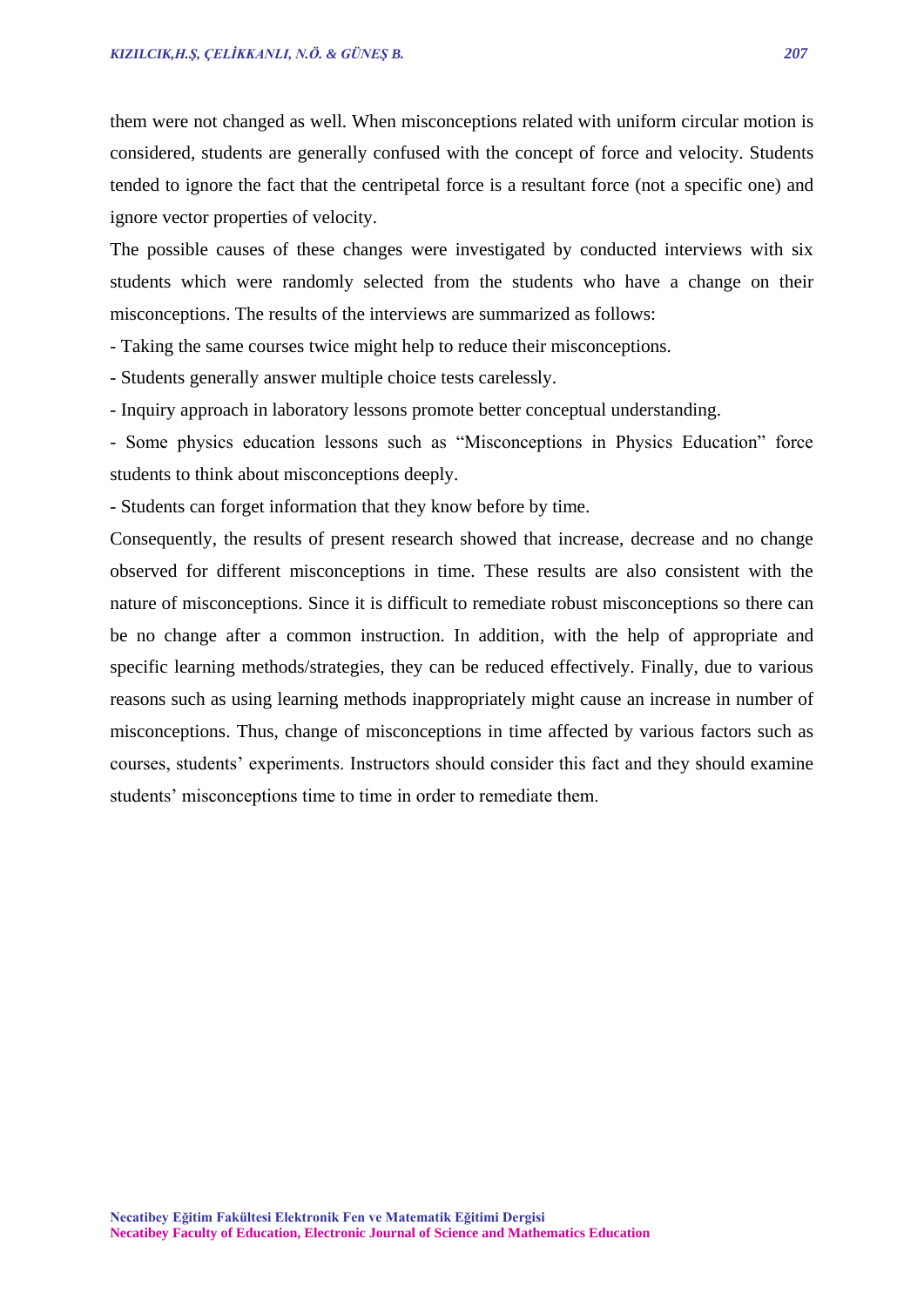them were not changed as well. When misconceptions related with uniform circular motion is considered, students are generally confused with the concept of force and velocity. Students tended to ignore the fact that the centripetal force is a resultant force (not a specific one) and ignore vector properties of velocity.

The possible causes of these changes were investigated by conducted interviews with six students which were randomly selected from the students who have a change on their misconceptions. The results of the interviews are summarized as follows:

- Taking the same courses twice might help to reduce their misconceptions.
- Students generally answer multiple choice tests carelessly.
- Inquiry approach in laboratory lessons promote better conceptual understanding.
- Some physics education lessons such as "Misconceptions in Physics Education" force students to think about misconceptions deeply.
- Students can forget information that they know before by time.

Consequently, the results of present research showed that increase, decrease and no change observed for different misconceptions in time. These results are also consistent with the nature of misconceptions. Since it is difficult to remediate robust misconceptions so there can be no change after a common instruction. In addition, with the help of appropriate and specific learning methods/strategies, they can be reduced effectively. Finally, due to various reasons such as using learning methods inappropriately might cause an increase in number of misconceptions. Thus, change of misconceptions in time affected by various factors such as courses, students' experiments. Instructors should consider this fact and they should examine students' misconceptions time to time in order to remediate them.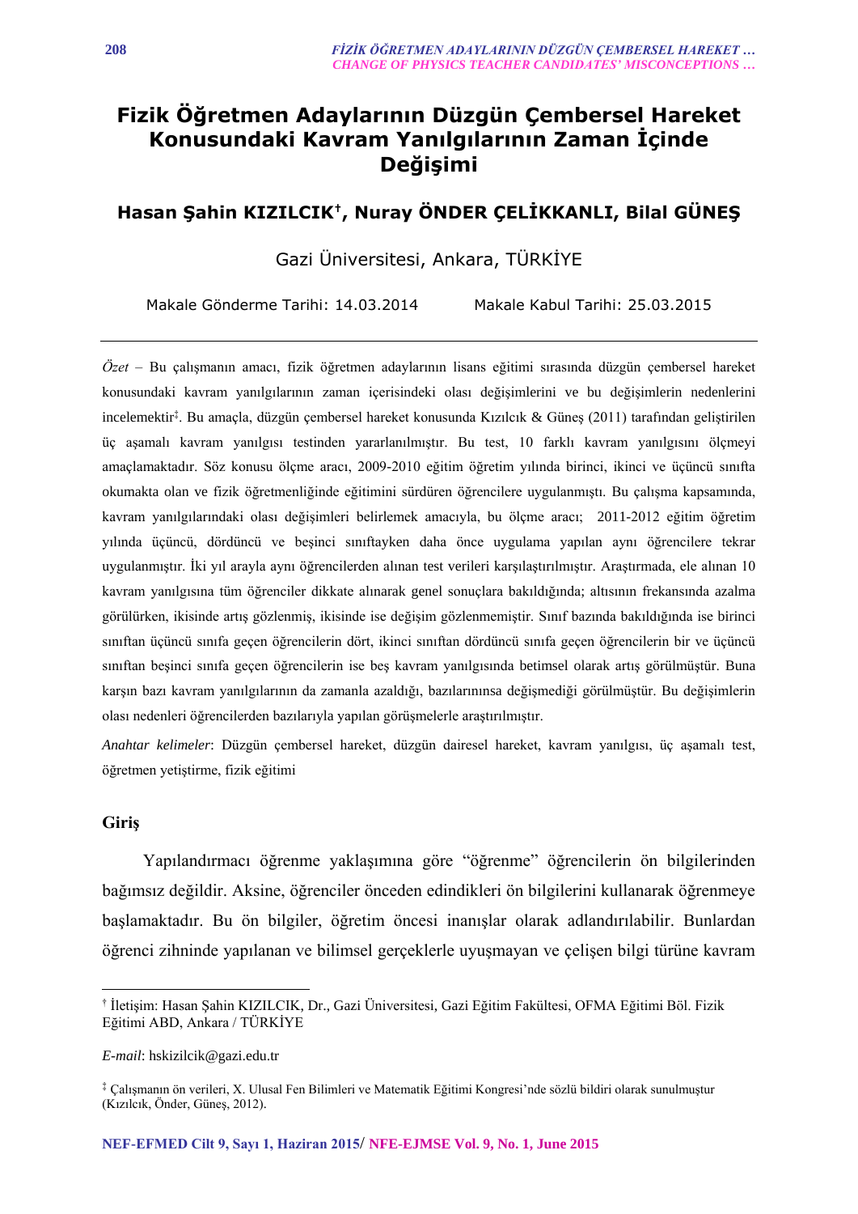# Fizik Öğretmen Adaylarının Düzgün Çembersel Hareket Konusundaki Kavram Yanılgılarının Zaman İçinde Değişimi

## Hasan Şahin KIZILCIK[†], Nuray ÖNDER ÇELİKKANLI, Bilal GÜNEŞ

Gazi Üniversitesi, Ankara, TÜRKİYE

Makale Gönderme Tarihi: 14.03.2014 Makale Kabul Tarihi: 25.03.2015

*Özet* – Bu çalışmanın amacı, fizik öğretmen adaylarının lisans eğitimi sırasında düzgün çembersel hareket konusundaki kavram yanılgılarının zaman içerisindeki olası değişimlerini ve bu değişimlerin nedenlerini incelemektir[‡]. Bu amaçla, düzgün çembersel hareket konusunda Kızılcık & Güneş (2011) tarafından geliştirilen üç aşamalı kavram yanılgısı testinden yararlanılmıştır. Bu test, 10 farklı kavram yanılgısını ölçmeyi amaçlamaktadır. Söz konusu ölçme aracı, 2009-2010 eğitim öğretim yılında birinci, ikinci ve üçüncü sınıfta okumakta olan ve fizik öğretmenliğinde eğitimini sürdüren öğrencilere uygulanmıştı. Bu çalışma kapsamında, kavram yanılgılarındaki olası değişimleri belirlemek amacıyla, bu ölçme aracı; 2011-2012 eğitim öğretim yılında üçüncü, dördüncü ve beşinci sınıftayken daha önce uygulama yapılan aynı öğrencilere tekrar uygulanmıştır. İki yıl arayla aynı öğrencilerden alınan test verileri karşılaştırılmıştır. Araştırmada, ele alınan 10 kavram yanılgısına tüm öğrenciler dikkate alınarak genel sonuçlara bakıldığında; altısının frekansında azalma görülürken, ikisinde artış gözlenmiş, ikisinde ise değişim gözlenmemiştir. Sınıf bazında bakıldığında ise birinci sınıftan üçüncü sınıfa geçen öğrencilerin dört, ikinci sınıftan dördüncü sınıfa geçen öğrencilerin bir ve üçüncü sınıftan beşinci sınıfa geçen öğrencilerin ise beş kavram yanılgısında betimsel olarak artış görülmüştür. Buna karşın bazı kavram yanılgılarının da zamanla azaldığı, bazılarınınsa değişmediği görülmüştür. Bu değişimlerin olası nedenleri öğrencilerden bazılarıyla yapılan görüşmelerle araştırılmıştır.

*Anahtar kelimeler*: Düzgün çembersel hareket, düzgün dairesel hareket, kavram yanılgısı, üç aşamalı test, öğretmen yetiştirme, fizik eğitimi

### Giriş

Yapılandırmacı öğrenme yaklaşımına göre "öğrenme" öğrencilerin ön bilgilerinden bağımsız değildir. Aksine, öğrenciler önceden edindikleri ön bilgilerini kullanarak öğrenmeye başlamaktadır. Bu ön bilgiler, öğretim öncesi inanışlar olarak adlandırılabilir. Bunlardan öğrenci zihninde yapılan ve bilimsel gerçeklerle uyuşmayan ve çelişen bilgi türüne kavram

---

[†] İletişim: Hasan Şahin KIZILCIK, Dr., Gazi Üniversitesi, Gazi Eğitim Fakültesi, OFMA Eğitimi Böl. Fizik Eğitimi ABD, Ankara / TÜRKİYE

*E-mail*: hskizilcik@gazi.edu.tr

[‡] Çalışmanın ön verileri, X. Ulusal Fen Bilimleri ve Matematik Eğitimi Kongresi'nde sözlü bildiri olarak sunulmuştur (Kızılcık, Önder, Güneş, 2012).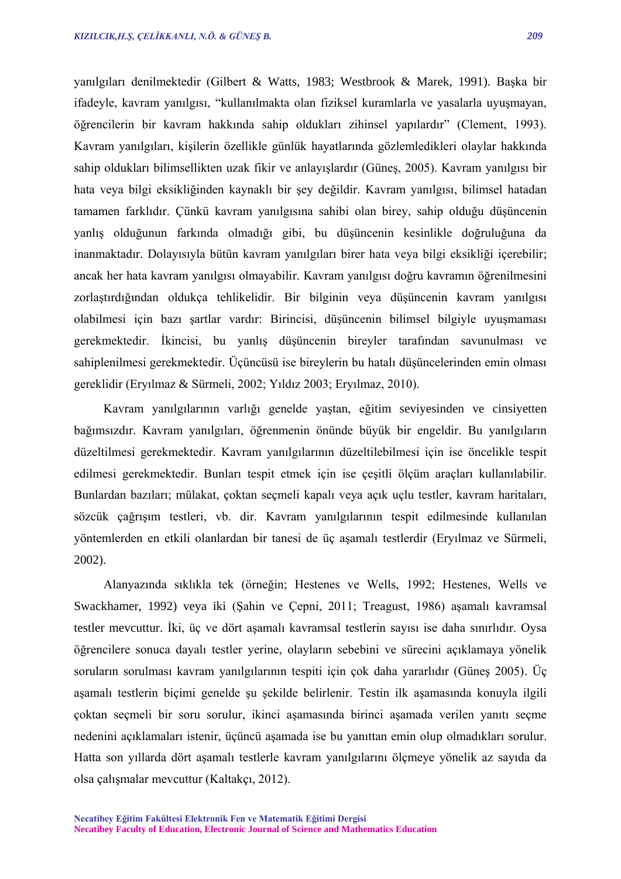yanılgıları denilmektedir (Gilbert & Watts, 1983; Westbrook & Marek, 1991). Başka bir ifadeyle, kavram yanılgısı, "kullanılmakta olan fiziksel kuramlarla ve yasalarla uyuşmayan, öğrencilerin bir kavram hakkında sahip oldukları zihinsel yapılardır" (Clement, 1993). Kavram yanılgıları, kişilerin özellikle günlük hayatlarında gözlemledikleri olaylar hakkında sahip oldukları bilimsellikten uzak fikir ve anlayışlardır (Güneş, 2005). Kavram yanılgısı bir hata veya bilgi eksikliğinden kaynaklı bir şey değildir. Kavram yanılgısı, bilimsel hatadan tamamen farklıdır. Çünkü kavram yanılgısına sahibi olan birey, sahip olduğu düşüncenin yanlış olduğunun farkında olmadığı gibi, bu düşüncenin kesinlikle doğruluğuna da inanmaktadır. Dolayısıyla bütün kavram yanılgıları birer hata veya bilgi eksikliği içerebilir; ancak her hata kavram yanılgısı olmayabilir. Kavram yanılgısı doğru kavramın öğrenilmesini zorlaştırdığından oldukça tehlikelidir. Bir bilginin veya düşüncenin kavram yanılgısı olabilmesi için bazı şartlar vardır: Birincisi, düşüncenin bilimsel bilgiyle uyuşmaması gerekmektedir. İkincisi, bu yanlış düşüncenin bireyler tarafından savunulması ve sahiplenilmesi gerekmektedir. Üçüncüsü ise bireylerin bu hatalı düşüncelerinden emin olması gereklidir (Eryılmaz & Sürmeli, 2002; Yıldız 2003; Eryılmaz, 2010).

Kavram yanılgılarının varlığı genelde yaştan, eğitim seviyesinden ve cinsiyetten bağımsızdır. Kavram yanılgıları, öğrenmenin önünde büyük bir engeldir. Bu yanılgıların düzeltilmesi gerekmektedir. Kavram yanılgılarının düzeltilebilmesi için ise öncelikle tespit edilmesi gerekmektedir. Bunları tespit etmek için ise çeşitli ölçüm araçları kullanılabilir. Bunlardan bazıları; mülakat, çoktan seçmeli kapalı veya açık uçlu testler, kavram haritaları, sözcük çağrışım testleri, vb. dir. Kavram yanılgılarının tespit edilmesinde kullanılan yöntemlerden en etkili olanlardan bir tanesi de üç aşamalı testlerdir (Eryılmaz ve Sürmeli, 2002).

Alanyazında sıklıkla tek (örneğin; Hestenes ve Wells, 1992; Hestenes, Wells ve Swackhamer, 1992) veya iki (Şahin ve Çepni, 2011; Treagust, 1986) aşamalı kavramsal testler mevcuttur. İki, üç ve dört aşamalı kavramsal testlerin sayısı ise daha sınırlıdır. Oysa öğrencilere sonuca dayalı testler yerine, olayların sebebini ve sürecini açıklamaya yönelik soruların sorulması kavram yanılgılarının tespiti için çok daha yararlıdır (Güneş 2005). Üç aşamalı testlerin biçimi genelde şu şekilde belirlenir. Testin ilk aşamasında konuyla ilgili çoktan seçmeli bir soru sorulur, ikinci aşamasında birinci aşamada verilen yanıtı seçme nedenini açıklamaları istenir, üçüncü aşamada ise bu yanıttan emin olup olmadıkları sorulur. Hatta son yıllarda dört aşamalı testlerle kavram yanılgılarını ölçmeye yönelik az sayıda da olsa çalışmalar mevcuttur (Kaltakçı, 2012).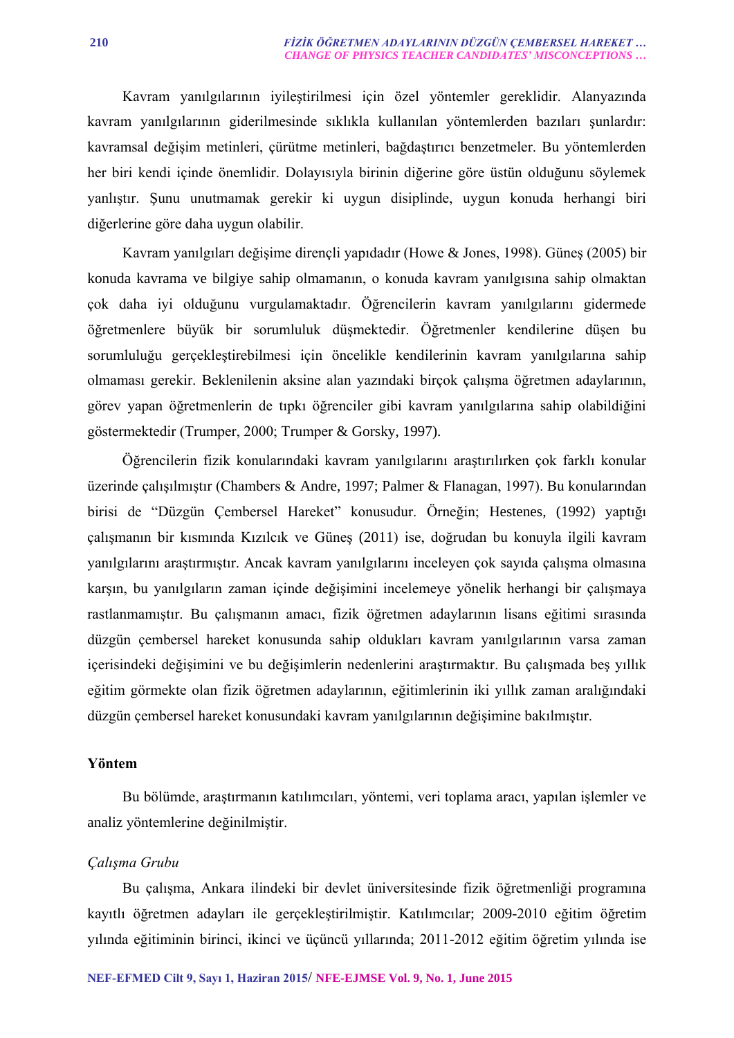Kavram yanılgılarının iyileştirilmesi için özel yöntemler gereklidir. Alanyazında kavram yanılgılarının giderilmesinde sıklıkla kullanılan yöntemlerden bazıları şunlardır: kavramsal değişim metinleri, çürütme metinleri, bağdaştırıcı benzetmeler. Bu yöntemlerden her biri kendi içinde önemlidir. Dolayısıyla birinin diğerine göre üstün olduğunu söylemek yanlıştır. Şunu unutmamak gerekir ki uygun disiplinde, uygun konuda herhangi biri diğerlerine göre daha uygun olabilir.

Kavram yanılgıları değişime dirençli yapıdadır (Howe & Jones, 1998). Güneş (2005) bir konuda kavrama ve bilgiye sahip olmamanın, o konuda kavram yanılgısına sahip olmaktan çok daha iyi olduğunu vurgulamaktadır. Öğrencilerin kavram yanılgılarını gidermede öğretmenlere büyük bir sorumluluk düşmektedir. Öğretmenler kendilerine düşen bu sorumluluğu gerçekleştirebilmesi için öncelikle kendilerinin kavram yanılgılarına sahip olmaması gerekir. Beklenilenin aksine alan yazındaki birçok çalışma öğretmen adaylarının, görev yapan öğretmenlerin de tıpkı öğrenciler gibi kavram yanılgılarına sahip olabildiğini göstermektedir (Trumper, 2000; Trumper & Gorsky, 1997).

Öğrencilerin fizik konularındaki kavram yanılgılarını araştırılırken çok farklı konular üzerinde çalışılmıştır (Chambers & Andre, 1997; Palmer & Flanagan, 1997). Bu konularından birisi de “Düzgün Çembersel Hareket” konusudur. Örneğin; Hestenes, (1992) yaptığı çalışmanın bir kısmında Kızılcık ve Güneş (2011) ise, doğrudan bu konuyla ilgili kavram yanılgılarını araştırmıştır. Ancak kavram yanılgılarını inceleyen çok sayıda çalışma olmasına karşın, bu yanılgıların zaman içinde değişimini incelemeye yönelik herhangi bir çalışmaya rastlanmamıştır. Bu çalışmanın amacı, fizik öğretmen adaylarının lisans eğitimi sırasında düzgün çembersel hareket konusunda sahip oldukları kavram yanılgılarının varsa zaman içerisindeki değişimini ve bu değişimlerin nedenlerini araştırmaktır. Bu çalışmada beş yıllık eğitim görmekte olan fizik öğretmen adaylarının, eğitimlerinin iki yıllık zaman aralığındaki düzgün çembersel hareket konusundaki kavram yanılgılarının değişimine bakılmıştır.

## Yöntem

Bu bölümde, araştırmanın katılımcıları, yöntemi, veri toplama aracı, yapılan işlemler ve analiz yöntemlerine değinilmiştir.

### *Çalışma Grubu*

Bu çalışma, Ankara ilindeki bir devlet üniversitesinde fizik öğretmenliği programına kayıtlı öğretmen adayları ile gerçekleştirilmiştir. Katılımcılar; 2009-2010 eğitim öğretim yılında eğitiminin birinci, ikinci ve üçüncü yıllarında; 2011-2012 eğitim öğretim yılında ise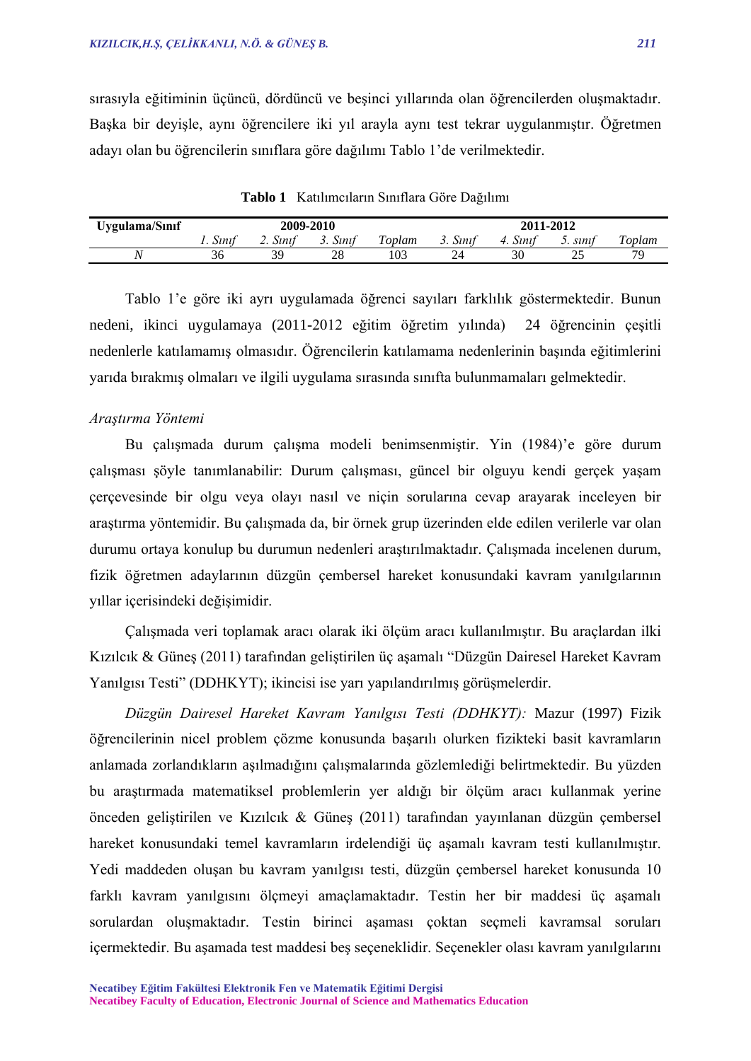sırasıyla eğitiminin üçüncü, dördüncü ve beşinci yıllarında olan öğrencilerden oluşmaktadır. Başka bir deyişle, aynı öğrencilere iki yıl arayla aynı test tekrar uygulanmıştır. Öğretmen adayı olan bu öğrencilerin sınıflara göre dağılımı Tablo 1'de verilmektedir.

**Tablo 1** Katılımcıların Sınıflara Göre Dağılımı

| Uygulama/Sınıf | 2009-2010 | | | | 2011-2012 | | | |
|---|---|---|---|---|---|---|---|---|
| | *1. Sınıf* | *2. Sınıf* | *3. Sınıf* | *Toplam* | *3. Sınıf* | *4. Sınıf* | *5. sınıf* | *Toplam* |
| *N* | 36 | 39 | 28 | 103 | 24 | 30 | 25 | 79 |

Tablo 1'e göre iki ayrı uygulamada öğrenci sayıları farklılık göstermektedir. Bunun nedeni, ikinci uygulamaya (2011-2012 eğitim öğretim yılında) 24 öğrencinin çeşitli nedenlerle katılamamış olmasıdır. Öğrencilerin katılamama nedenlerinin başında eğitimlerini yarıda bırakmış olmaları ve ilgili uygulama sırasında sınıfta bulunmamaları gelmektedir.

*Araştırma Yöntemi*

Bu çalışmada durum çalışma modeli benimsenmiştir. Yin (1984)'e göre durum çalışması şöyle tanımlanabilir: Durum çalışması, güncel bir olguyu kendi gerçek yaşam çerçevesinde bir olgu veya olayı nasıl ve niçin sorularına cevap arayarak inceleyen bir araştırma yöntemidir. Bu çalışmada da, bir örnek grup üzerinden elde edilen verilerle var olan durumu ortaya konulup bu durumun nedenleri araştırılmaktadır. Çalışmada incelenen durum, fizik öğretmen adaylarının düzgün çembersel hareket konusundaki kavram yanılgılarının yıllar içerisindeki değişimidir.

Çalışmada veri toplamak aracı olarak iki ölçüm aracı kullanılmıştır. Bu araçlardan ilki Kızılcık & Güneş (2011) tarafından geliştirilen üç aşamalı "Düzgün Dairesel Hareket Kavram Yanılgısı Testi" (DDHKYT); ikincisi ise yarı yapılandırılmış görüşmelerdir.

*Düzgün Dairesel Hareket Kavram Yanılgısı Testi (DDHKYT):* Mazur (1997) Fizik öğrencilerinin nicel problem çözme konusunda başarılı olurken fizikteki basit kavramların anlamada zorlandıkların aşılmadığını çalışmalarında gözlemlediği belirtmektedir. Bu yüzden bu araştırmada matematiksel problemlerin yer aldığı bir ölçüm aracı kullanmak yerine önceden geliştirilen ve Kızılcık & Güneş (2011) tarafından yayınlanan düzgün çembersel hareket konusundaki temel kavramların irdelendiği üç aşamalı kavram testi kullanılmıştır. Yedi maddeden oluşan bu kavram yanılgısı testi, düzgün çembersel hareket konusunda 10 farklı kavram yanılgısını ölçmeyi amaçlamaktadır. Testin her bir maddesi üç aşamalı sorulardan oluşmaktadır. Testin birinci aşaması çoktan seçmeli kavramsal soruları içermektedir. Bu aşamada test maddesi beş seçeneklidir. Seçenekler olası kavram yanılgılarını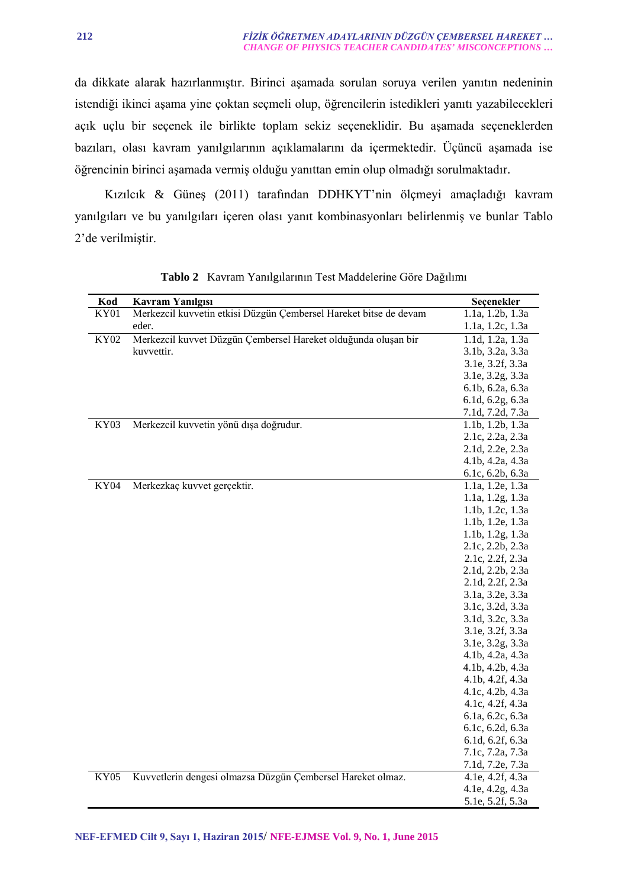da dikkate alarak hazırlanmıştır. Birinci aşamada sorulan soruya verilen yanıtın nedeninin istendiği ikinci aşama yine çoktan seçmeli olup, öğrencilerin istedikleri yanıtı yazabilecekleri açık uçlu bir seçenek ile birlikte toplam sekiz seçeneklidir. Bu aşamada seçeneklerden bazıları, olası kavram yanılgılarının açıklamalarını da içermektedir. Üçüncü aşamada ise öğrencinin birinci aşamada vermiş olduğu yanıttan emin olup olmadığı sorulmaktadır.

Kızılcık & Güneş (2011) tarafından DDHKYT'nin ölçmeyi amaçladığı kavram yanılgıları ve bu yanılgıları içeren olası yanıt kombinasyonları belirlenmiş ve bunlar Tablo 2'de verilmiştir.

**Tablo 2** Kavram Yanılgılarının Test Maddelerine Göre Dağılımı

| Kod | Kavram Yanılgısı | Seçenekler |
|---|---|---|
| KY01 | Merkezcil kuvvetin etkisi Düzgün Çembersel Hareket bitse de devam eder. | 1.1a, 1.2b, 1.3a<br>1.1a, 1.2c, 1.3a |
| KY02 | Merkezcil kuvvet Düzgün Çembersel Hareket olduğunda oluşan bir kuvvettir. | 1.1d, 1.2a, 1.3a<br>3.1b, 3.2a, 3.3a<br>3.1e, 3.2f, 3.3a<br>3.1e, 3.2g, 3.3a<br>6.1b, 6.2a, 6.3a<br>6.1d, 6.2g, 6.3a<br>7.1d, 7.2d, 7.3a |
| KY03 | Merkezcil kuvvetin yönü dışa doğrudur. | 1.1b, 1.2b, 1.3a<br>2.1c, 2.2a, 2.3a<br>2.1d, 2.2e, 2.3a<br>4.1b, 4.2a, 4.3a<br>6.1c, 6.2b, 6.3a |
| KY04 | Merkezkaç kuvvet gerçektir. | 1.1a, 1.2e, 1.3a<br>1.1a, 1.2g, 1.3a<br>1.1b, 1.2c, 1.3a<br>1.1b, 1.2e, 1.3a<br>1.1b, 1.2g, 1.3a<br>2.1c, 2.2b, 2.3a<br>2.1c, 2.2f, 2.3a<br>2.1d, 2.2b, 2.3a<br>2.1d, 2.2f, 2.3a<br>3.1a, 3.2e, 3.3a<br>3.1c, 3.2d, 3.3a<br>3.1d, 3.2c, 3.3a<br>3.1e, 3.2f, 3.3a<br>3.1e, 3.2g, 3.3a<br>4.1b, 4.2a, 4.3a<br>4.1b, 4.2b, 4.3a<br>4.1b, 4.2f, 4.3a<br>4.1c, 4.2b, 4.3a<br>4.1c, 4.2f, 4.3a<br>6.1a, 6.2c, 6.3a<br>6.1c, 6.2d, 6.3a<br>6.1d, 6.2f, 6.3a<br>7.1c, 7.2a, 7.3a<br>7.1d, 7.2e, 7.3a |
| KY05 | Kuvvetlerin dengesi olmazsa Düzgün Çembersel Hareket olmaz. | 4.1e, 4.2f, 4.3a<br>4.1e, 4.2g, 4.3a<br>5.1e, 5.2f, 5.3a |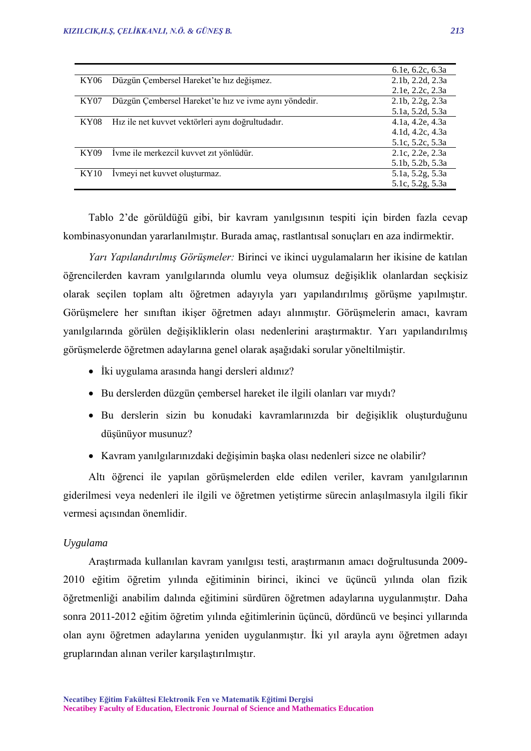| | | |
|---|---|---|
| | | 6.1e, 6.2c, 6.3a |
| KY06 | Düzgün Çembersel Hareket'te hız değişmez. | 2.1b, 2.2d, 2.3a<br>2.1e, 2.2c, 2.3a |
| KY07 | Düzgün Çembersel Hareket'te hız ve ivme aynı yöndedir. | 2.1b, 2.2g, 2.3a<br>5.1a, 5.2d, 5.3a |
| KY08 | Hız ile net kuvvet vektörleri aynı doğrultudadır. | 4.1a, 4.2e, 4.3a<br>4.1d, 4.2c, 4.3a<br>5.1c, 5.2c, 5.3a |
| KY09 | İvme ile merkezcil kuvvet zıt yönlüdür. | 2.1c, 2.2e, 2.3a<br>5.1b, 5.2b, 5.3a |
| KY10 | İvmeyi net kuvvet oluşturmaz. | 5.1a, 5.2g, 5.3a<br>5.1c, 5.2g, 5.3a |

Tablo 2'de görüldüğü gibi, bir kavram yanılgısının tespiti için birden fazla cevap kombinasyonundan yararlanılmıştır. Burada amaç, rastlantısal sonuçları en aza indirmektir.

*Yarı Yapılandırılmış Görüşmeler:* Birinci ve ikinci uygulamaların her ikisine de katılan öğrencilerden kavram yanılgılarında olumlu veya olumsuz değişiklik olanlardan seçkisiz olarak seçilen toplam altı öğretmen adayıyla yarı yapılandırılmış görüşme yapılmıştır. Görüşmelere her sınıftan ikişer öğretmen adayı alınmıştır. Görüşmelerin amacı, kavram yanılgılarında görülen değişikliklerin olası nedenlerini araştırmaktır. Yarı yapılandırılmış görüşmelerde öğretmen adaylarına genel olarak aşağıdaki sorular yöneltilmiştir.

- İki uygulama arasında hangi dersleri aldınız?
- Bu derslerden düzgün çembersel hareket ile ilgili olanları var mıydı?
- Bu derslerin sizin bu konudaki kavramlarınızda bir değişiklik oluşturduğunu düşünüyor musunuz?
- Kavram yanılgılarınızdaki değişimin başka olası nedenleri sizce ne olabilir?

Altı öğrenci ile yapılan görüşmelerden elde edilen veriler, kavram yanılgılarının giderilmesi veya nedenleri ile ilgili ve öğretmen yetiştirme sürecin anlaşılmasıyla ilgili fikir vermesi açısından önemlidir.

*Uygulama*

Araştırmada kullanılan kavram yanılgısı testi, araştırmanın amacı doğrultusunda 2009-2010 eğitim öğretim yılında eğitiminin birinci, ikinci ve üçüncü yılında olan fizik öğretmenliği anabilim dalında eğitimini sürdüren öğretmen adaylarına uygulanmıştır. Daha sonra 2011-2012 eğitim öğretim yılında eğitimlerinin üçüncü, dördüncü ve beşinci yıllarında olan aynı öğretmen adaylarına yeniden uygulanmıştır. İki yıl arayla aynı öğretmen adayı gruplarından alınan veriler karşılaştırılmıştır.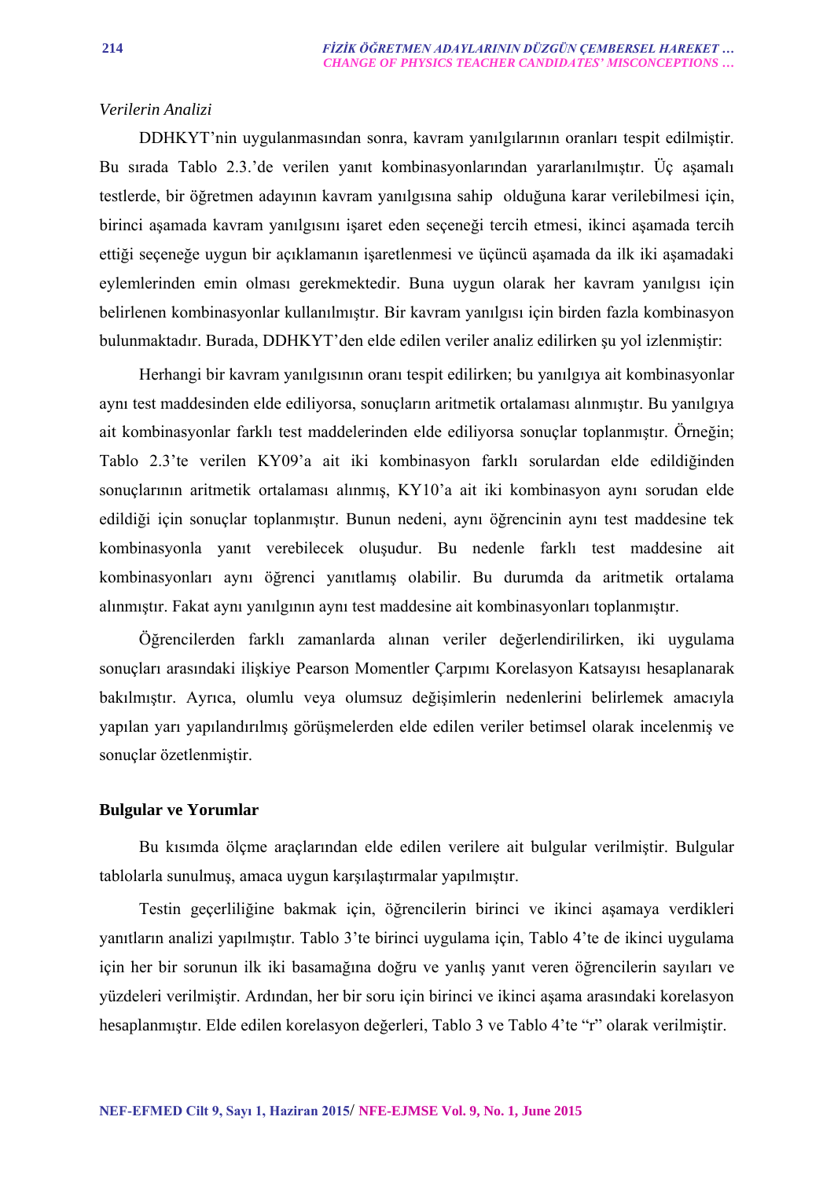*Verilerin Analizi*

DDHKYT'nin uygulanmasından sonra, kavram yanılgılarının oranları tespit edilmiştir. Bu sırada Tablo 2.3.'de verilen yanıt kombinasyonlarından yararlanılmıştır. Üç aşamalı testlerde, bir öğretmen adayının kavram yanılgısına sahip olduğuna karar verilebilmesi için, birinci aşamada kavram yanılgısını işaret eden seçeneği tercih etmesi, ikinci aşamada tercih ettiği seçeneğe uygun bir açıklamanın işaretlenmesi ve üçüncü aşamada da ilk iki aşamadaki eylemlerinden emin olması gerekmektedir. Buna uygun olarak her kavram yanılgısı için belirlenen kombinasyonlar kullanılmıştır. Bir kavram yanılgısı için birden fazla kombinasyon bulunmaktadır. Burada, DDHKYT'den elde edilen veriler analiz edilirken şu yol izlenmiştir:

Herhangi bir kavram yanılgısının oranı tespit edilirken; bu yanılgıya ait kombinasyonlar aynı test maddesinden elde ediliyorsa, sonuçların aritmetik ortalaması alınmıştır. Bu yanılgıya ait kombinasyonlar farklı test maddelerinden elde ediliyorsa sonuçlar toplanmıştır. Örneğin; Tablo 2.3'te verilen KY09'a ait iki kombinasyon farklı sorulardan elde edildiğinden sonuçlarının aritmetik ortalaması alınmış, KY10'a ait iki kombinasyon aynı sorudan elde edildiği için sonuçlar toplanmıştır. Bunun nedeni, aynı öğrencinin aynı test maddesine tek kombinasyonla yanıt verebilecek oluşudur. Bu nedenle farklı test maddesine ait kombinasyonları aynı öğrenci yanıtlamış olabilir. Bu durumda da aritmetik ortalama alınmıştır. Fakat aynı yanılgının aynı test maddesine ait kombinasyonları toplanmıştır.

Öğrencilerden farklı zamanlarda alınan veriler değerlendirilirken, iki uygulama sonuçları arasındaki ilişkiye Pearson Momentler Çarpımı Korelasyon Katsayısı hesaplanarak bakılmıştır. Ayrıca, olumlu veya olumsuz değişimlerin nedenlerini belirlemek amacıyla yapılan yarı yapılandırılmış görüşmelerden elde edilen veriler betimsel olarak incelenmiş ve sonuçlar özetlenmiştir.

## Bulgular ve Yorumlar

Bu kısımda ölçme araçlarından elde edilen verilere ait bulgular verilmiştir. Bulgular tablolarla sunulmuş, amaca uygun karşılaştırmalar yapılmıştır.

Testin geçerliliğine bakmak için, öğrencilerin birinci ve ikinci aşamaya verdikleri yanıtların analizi yapılmıştır. Tablo 3'te birinci uygulama için, Tablo 4'te de ikinci uygulama için her bir sorunun ilk iki basamağına doğru ve yanlış yanıt veren öğrencilerin sayıları ve yüzdeleri verilmiştir. Ardından, her bir soru için birinci ve ikinci aşama arasındaki korelasyon hesaplanmıştır. Elde edilen korelasyon değerleri, Tablo 3 ve Tablo 4'te "r" olarak verilmiştir.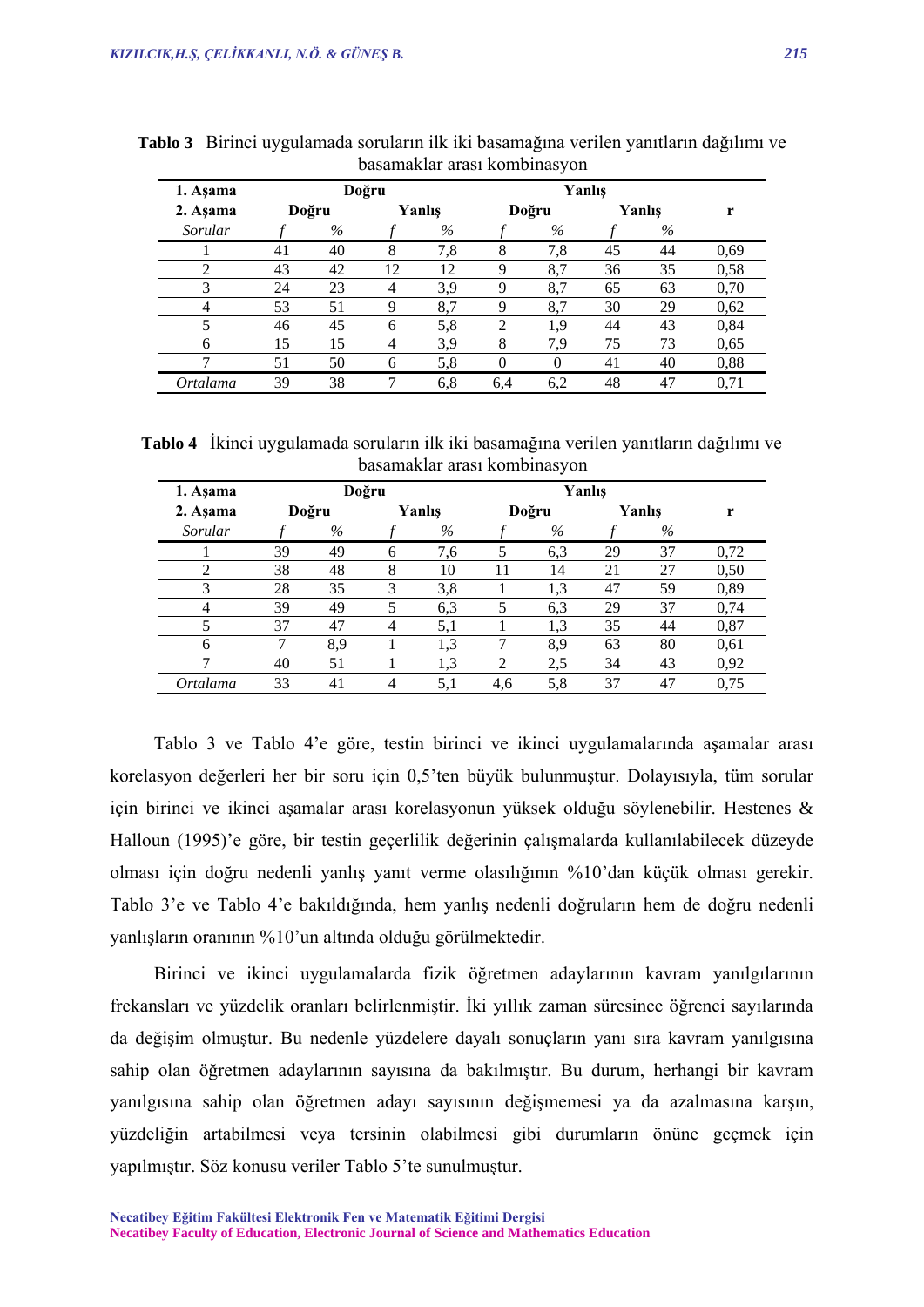**Tablo 3** Birinci uygulamada soruların ilk iki basamağına verilen yanıtların dağılımı ve basamaklar arası kombinasyon

| **1. Aşama** | **Doğru** | | | | **Yanlış** | | | | |
|---|---|---|---|---|---|---|---|---|---|
| **2. Aşama** | **Doğru** | | **Yanlış** | | **Doğru** | | **Yanlış** | | **r** |
| *Sorular* | *f* | *%* | *f* | *%* | *f* | *%* | *f* | *%* | |
| 1 | 41 | 40 | 8 | 7,8 | 8 | 7,8 | 45 | 44 | 0,69 |
| 2 | 43 | 42 | 12 | 12 | 9 | 8,7 | 36 | 35 | 0,58 |
| 3 | 24 | 23 | 4 | 3,9 | 9 | 8,7 | 65 | 63 | 0,70 |
| 4 | 53 | 51 | 9 | 8,7 | 9 | 8,7 | 30 | 29 | 0,62 |
| 5 | 46 | 45 | 6 | 5,8 | 2 | 1,9 | 44 | 43 | 0,84 |
| 6 | 15 | 15 | 4 | 3,9 | 8 | 7,9 | 75 | 73 | 0,65 |
| 7 | 51 | 50 | 6 | 5,8 | 0 | 0 | 41 | 40 | 0,88 |
| *Ortalama* | 39 | 38 | 7 | 6,8 | 6,4 | 6,2 | 48 | 47 | 0,71 |

**Tablo 4** İkinci uygulamada soruların ilk iki basamağına verilen yanıtların dağılımı ve basamaklar arası kombinasyon

| **1. Aşama** | **Doğru** | | | | **Yanlış** | | | | |
|---|---|---|---|---|---|---|---|---|---|
| **2. Aşama** | **Doğru** | | **Yanlış** | | **Doğru** | | **Yanlış** | | **r** |
| *Sorular* | *f* | *%* | *f* | *%* | *f* | *%* | *f* | *%* | |
| 1 | 39 | 49 | 6 | 7,6 | 5 | 6,3 | 29 | 37 | 0,72 |
| 2 | 38 | 48 | 8 | 10 | 11 | 14 | 21 | 27 | 0,50 |
| 3 | 28 | 35 | 3 | 3,8 | 1 | 1,3 | 47 | 59 | 0,89 |
| 4 | 39 | 49 | 5 | 6,3 | 5 | 6,3 | 29 | 37 | 0,74 |
| 5 | 37 | 47 | 4 | 5,1 | 1 | 1,3 | 35 | 44 | 0,87 |
| 6 | 7 | 8,9 | 1 | 1,3 | 7 | 8,9 | 63 | 80 | 0,61 |
| 7 | 40 | 51 | 1 | 1,3 | 2 | 2,5 | 34 | 43 | 0,92 |
| *Ortalama* | 33 | 41 | 4 | 5,1 | 4,6 | 5,8 | 37 | 47 | 0,75 |

Tablo 3 ve Tablo 4'e göre, testin birinci ve ikinci uygulamalarında aşamalar arası korelasyon değerleri her bir soru için 0,5'ten büyük bulunmuştur. Dolayısıyla, tüm sorular için birinci ve ikinci aşamalar arası korelasyonun yüksek olduğu söylenebilir. Hestenes & Halloun (1995)'e göre, bir testin geçerlilik değerinin çalışmalarda kullanılabilecek düzeyde olması için doğru nedenli yanlış yanıt verme olasılığının %10'dan küçük olması gerekir. Tablo 3'e ve Tablo 4'e bakıldığında, hem yanlış nedenli doğruların hem de doğru nedenli yanlışların oranının %10'un altında olduğu görülmektedir.

Birinci ve ikinci uygulamalarda fizik öğretmen adaylarının kavram yanılgılarının frekansları ve yüzdelik oranları belirlenmiştir. İki yıllık zaman süresince öğrenci sayılarında da değişim olmuştur. Bu nedenle yüzdelere dayalı sonuçların yanı sıra kavram yanılgısına sahip olan öğretmen adaylarının sayısına da bakılmıştır. Bu durum, herhangi bir kavram yanılgısına sahip olan öğretmen adayı sayısının değişmemesi ya da azalmasına karşın, yüzdeliğin artabilmesi veya tersinin olabilmesi gibi durumların önüne geçmek için yapılmıştır. Söz konusu veriler Tablo 5'te sunulmuştur.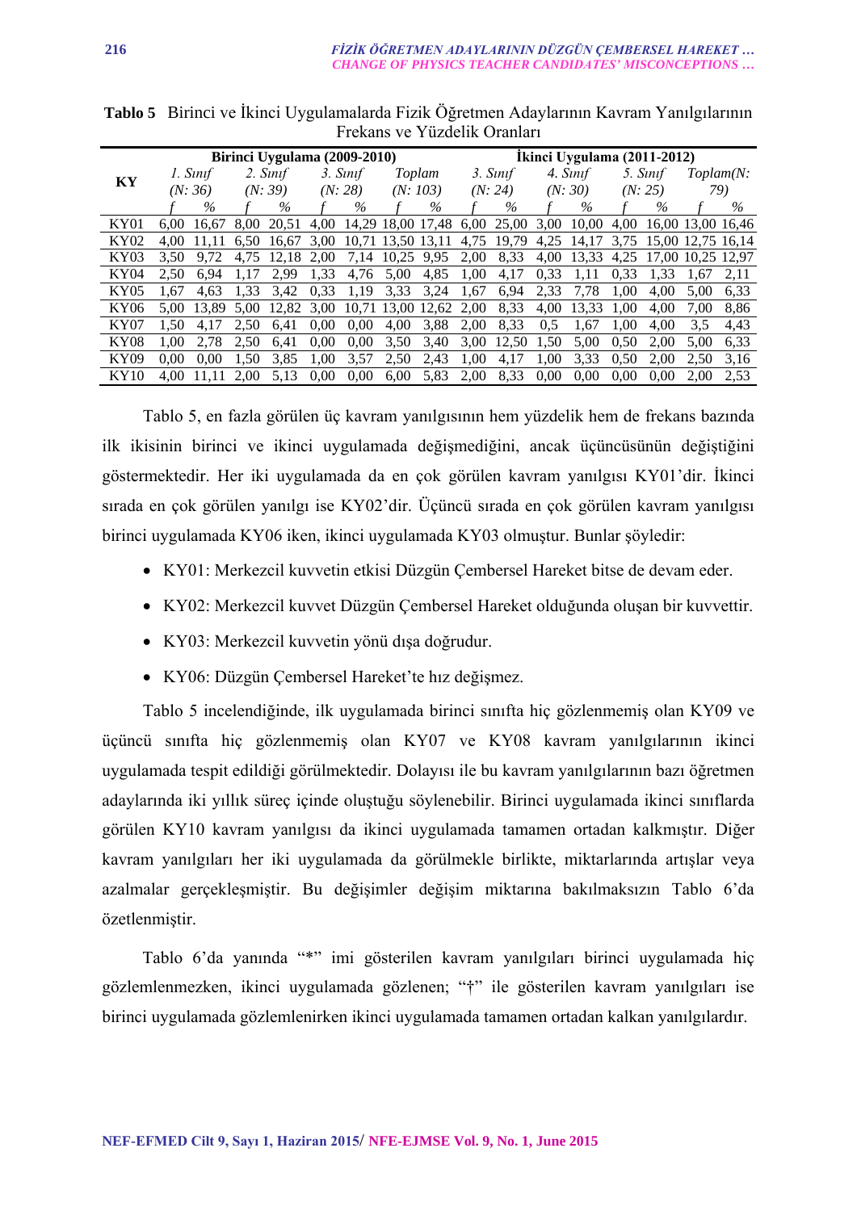**Tablo 5** Birinci ve İkinci Uygulamalarda Fizik Öğretmen Adaylarının Kavram Yanılgılarının Frekans ve Yüzdelik Oranları

| KY | Birinci Uygulama (2009-2010) | | | | | | | | İkinci Uygulama (2011-2012) | | | | | | | |
|---|---|---|---|---|---|---|---|---|---|---|---|---|---|---|---|---|
| | *1. Sınıf (N: 36)* | | *2. Sınıf (N: 39)* | | *3. Sınıf (N: 28)* | | *Toplam (N: 103)* | | *3. Sınıf (N: 24)* | | *4. Sınıf (N: 30)* | | *5. Sınıf (N: 25)* | | *Toplam(N: 79)* | |
| | *f* | *%* | *f* | *%* | *f* | *%* | *f* | *%* | *f* | *%* | *f* | *%* | *f* | *%* | *f* | *%* |
| KY01 | 6,00 | 16,67 | 8,00 | 20,51 | 4,00 | 14,29 | 18,00 | 17,48 | 6,00 | 25,00 | 3,00 | 10,00 | 4,00 | 16,00 | 13,00 | 16,46 |
| KY02 | 4,00 | 11,11 | 6,50 | 16,67 | 3,00 | 10,71 | 13,50 | 13,11 | 4,75 | 19,79 | 4,25 | 14,17 | 3,75 | 15,00 | 12,75 | 16,14 |
| KY03 | 3,50 | 9,72 | 4,75 | 12,18 | 2,00 | 7,14 | 10,25 | 9,95 | 2,00 | 8,33 | 4,00 | 13,33 | 4,25 | 17,00 | 10,25 | 12,97 |
| KY04 | 2,50 | 6,94 | 1,17 | 2,99 | 1,33 | 4,76 | 5,00 | 4,85 | 1,00 | 4,17 | 0,33 | 1,11 | 0,33 | 1,33 | 1,67 | 2,11 |
| KY05 | 1,67 | 4,63 | 1,33 | 3,42 | 0,33 | 1,19 | 3,33 | 3,24 | 1,67 | 6,94 | 2,33 | 7,78 | 1,00 | 4,00 | 5,00 | 6,33 |
| KY06 | 5,00 | 13,89 | 5,00 | 12,82 | 3,00 | 10,71 | 13,00 | 12,62 | 2,00 | 8,33 | 4,00 | 13,33 | 1,00 | 4,00 | 7,00 | 8,86 |
| KY07 | 1,50 | 4,17 | 2,50 | 6,41 | 0,00 | 0,00 | 4,00 | 3,88 | 2,00 | 8,33 | 0,5 | 1,67 | 1,00 | 4,00 | 3,5 | 4,43 |
| KY08 | 1,00 | 2,78 | 2,50 | 6,41 | 0,00 | 0,00 | 3,50 | 3,40 | 3,00 | 12,50 | 1,50 | 5,00 | 0,50 | 2,00 | 5,00 | 6,33 |
| KY09 | 0,00 | 0,00 | 1,50 | 3,85 | 1,00 | 3,57 | 2,50 | 2,43 | 1,00 | 4,17 | 1,00 | 3,33 | 0,50 | 2,00 | 2,50 | 3,16 |
| KY10 | 4,00 | 11,11 | 2,00 | 5,13 | 0,00 | 0,00 | 6,00 | 5,83 | 2,00 | 8,33 | 0,00 | 0,00 | 0,00 | 0,00 | 2,00 | 2,53 |

Tablo 5, en fazla görülen üç kavram yanılgısının hem yüzdelik hem de frekans bazında ilk ikisinin birinci ve ikinci uygulamada değişmediğini, ancak üçüncüsünün değiştiğini göstermektedir. Her iki uygulamada da en çok görülen kavram yanılgısı KY01'dir. İkinci sırada en çok görülen yanılgı ise KY02'dir. Üçüncü sırada en çok görülen kavram yanılgısı birinci uygulamada KY06 iken, ikinci uygulamada KY03 olmuştur. Bunlar şöyledir:

- KY01: Merkezcil kuvvetin etkisi Düzgün Çembersel Hareket bitse de devam eder.
- KY02: Merkezcil kuvvet Düzgün Çembersel Hareket olduğunda oluşan bir kuvvettir.
- KY03: Merkezcil kuvvetin yönü dışa doğrudur.
- KY06: Düzgün Çembersel Hareket'te hız değişmez.

Tablo 5 incelendiğinde, ilk uygulamada birinci sınıfta hiç gözlenmemiş olan KY09 ve üçüncü sınıfta hiç gözlenmemiş olan KY07 ve KY08 kavram yanılgılarının ikinci uygulamada tespit edildiği görülmektedir. Dolayısı ile bu kavram yanılgılarının bazı öğretmen adaylarında iki yıllık süreç içinde oluştuğu söylenebilir. Birinci uygulamada ikinci sınıflarda görülen KY10 kavram yanılgısı da ikinci uygulamada tamamen ortadan kalkmıştır. Diğer kavram yanılgıları her iki uygulamada da görülmekle birlikte, miktarlarında artışlar veya azalmalar gerçekleşmiştir. Bu değişimler değişim miktarına bakılmaksızın Tablo 6'da özetlenmiştir.

Tablo 6'da yanında "*" imi gösterilen kavram yanılgıları birinci uygulamada hiç gözlemlenmezken, ikinci uygulamada gözlenen; "†" ile gösterilen kavram yanılgıları ise birinci uygulamada gözlemlenirken ikinci uygulamada tamamen ortadan kalkan yanılgılardır.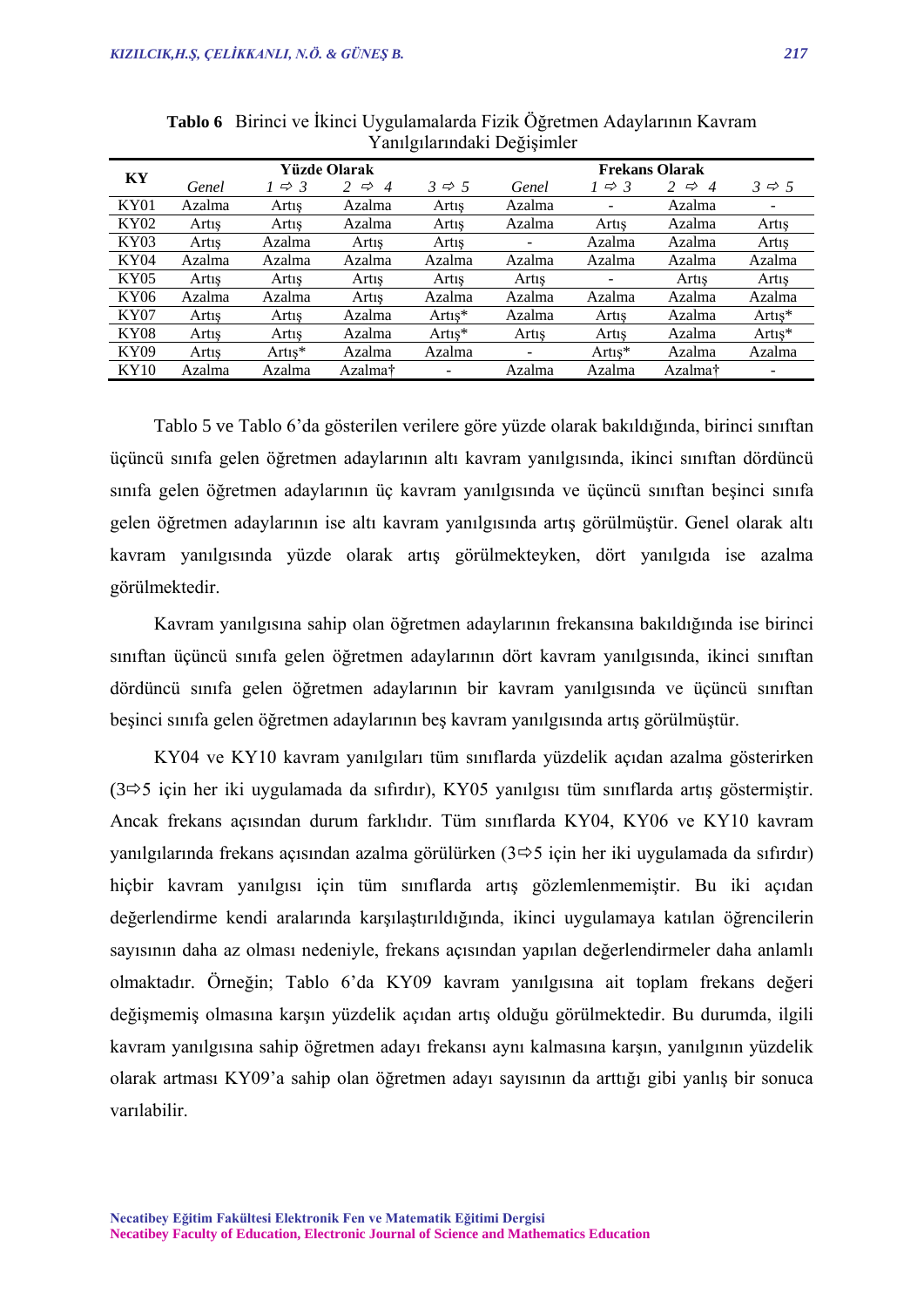**Tablo 6** Birinci ve İkinci Uygulamalarda Fizik Öğretmen Adaylarının Kavram Yanılgılarındaki Değişimler

| KY | Yüzde Olarak | | | | Frekans Olarak | | | |
|---|---|---|---|---|---|---|---|---|
| | *Genel* | *1 ⇨ 3* | *2 ⇨ 4* | *3 ⇨ 5* | *Genel* | *1 ⇨ 3* | *2 ⇨ 4* | *3 ⇨ 5* |
| KY01 | Azalma | Artış | Azalma | Artış | Azalma | - | Azalma | - |
| KY02 | Artış | Artış | Azalma | Artış | Azalma | Artış | Azalma | Artış |
| KY03 | Artış | Azalma | Artış | Artış | - | Azalma | Azalma | Artış |
| KY04 | Azalma | Azalma | Azalma | Azalma | Azalma | Azalma | Azalma | Azalma |
| KY05 | Artış | Artış | Artış | Artış | Artış | - | Artış | Artış |
| KY06 | Azalma | Azalma | Artış | Azalma | Azalma | Azalma | Azalma | Azalma |
| KY07 | Artış | Artış | Azalma | Artış* | Azalma | Artış | Azalma | Artış* |
| KY08 | Artış | Artış | Azalma | Artış* | Artış | Artış | Azalma | Artış* |
| KY09 | Artış | Artış* | Azalma | Azalma | - | Artış* | Azalma | Azalma |
| KY10 | Azalma | Azalma | Azalma† | - | Azalma | Azalma | Azalma† | - |

Tablo 5 ve Tablo 6'da gösterilen verilere göre yüzde olarak bakıldığında, birinci sınıftan üçüncü sınıfa gelen öğretmen adaylarının altı kavram yanılgısında, ikinci sınıftan dördüncü sınıfa gelen öğretmen adaylarının üç kavram yanılgısında ve üçüncü sınıftan beşinci sınıfa gelen öğretmen adaylarının ise altı kavram yanılgısında artış görülmüştür. Genel olarak altı kavram yanılgısında yüzde olarak artış görülmekteyken, dört yanılgıda ise azalma görülmektedir.

Kavram yanılgısına sahip olan öğretmen adaylarının frekansına bakıldığında ise birinci sınıftan üçüncü sınıfa gelen öğretmen adaylarının dört kavram yanılgısında, ikinci sınıftan dördüncü sınıfa gelen öğretmen adaylarının bir kavram yanılgısında ve üçüncü sınıftan beşinci sınıfa gelen öğretmen adaylarının beş kavram yanılgısında artış görülmüştür.

KY04 ve KY10 kavram yanılgıları tüm sınıflarda yüzdelik açıdan azalma gösterirken (3⇨5 için her iki uygulamada da sıfırdır), KY05 yanılgısı tüm sınıflarda artış göstermiştir. Ancak frekans açısından durum farklıdır. Tüm sınıflarda KY04, KY06 ve KY10 kavram yanılgılarında frekans açısından azalma görülürken (3⇨5 için her iki uygulamada da sıfırdır) hiçbir kavram yanılgısı için tüm sınıflarda artış gözlemlenmemiştir. Bu iki açıdan değerlendirme kendi aralarında karşılaştırıldığında, ikinci uygulamaya katılan öğrencilerin sayısının daha az olması nedeniyle, frekans açısından yapılan değerlendirmeler daha anlamlı olmaktadır. Örneğin; Tablo 6'da KY09 kavram yanılgısına ait toplam frekans değeri değişmemiş olmasına karşın yüzdelik açıdan artış olduğu görülmektedir. Bu durumda, ilgili kavram yanılgısına sahip öğretmen adayı frekansı aynı kalmasına karşın, yanılgının yüzdelik olarak artması KY09'a sahip olan öğretmen adayı sayısının da arttığı gibi yanlış bir sonuca varılabilir.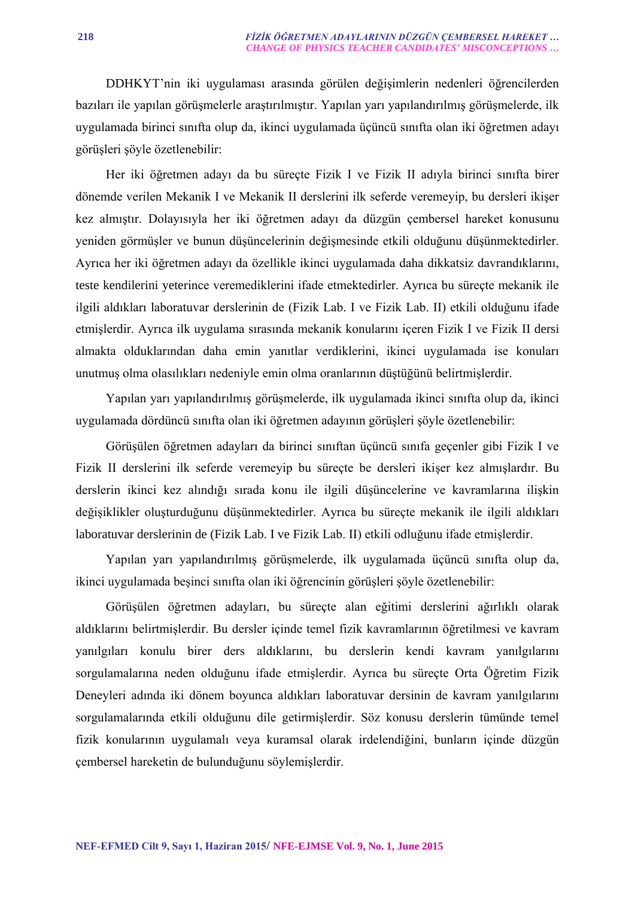DDHKYT'nin iki uygulaması arasında görülen değişimlerin nedenleri öğrencilerden bazıları ile yapılan görüşmelerle araştırılmıştır. Yapılan yarı yapılandırılmış görüşmelerde, ilk uygulamada birinci sınıfta olup da, ikinci uygulamada üçüncü sınıfta olan iki öğretmen adayı görüşleri şöyle özetlenebilir:

Her iki öğretmen adayı da bu süreçte Fizik I ve Fizik II adıyla birinci sınıfta birer dönemde verilen Mekanik I ve Mekanik II derslerini ilk seferde veremeyip, bu dersleri ikişer kez almıştır. Dolayısıyla her iki öğretmen adayı da düzgün çembersel hareket konusunu yeniden görmüşler ve bunun düşüncelerinin değişmesinde etkili olduğunu düşünmektedirler. Ayrıca her iki öğretmen adayı da özellikle ikinci uygulamada daha dikkatsiz davrandıklarını, teste kendilerini yeterince veremediklerini ifade etmektedirler. Ayrıca bu süreçte mekanik ile ilgili aldıkları laboratuvar derslerinin de (Fizik Lab. I ve Fizik Lab. II) etkili olduğunu ifade etmişlerdir. Ayrıca ilk uygulama sırasında mekanik konularını içeren Fizik I ve Fizik II dersi almakta olduklarından daha emin yanıtlar verdiklerini, ikinci uygulamada ise konuları unutmuş olma olasılıkları nedeniyle emin olma oranlarının düştüğünü belirtmişlerdir.

Yapılan yarı yapılandırılmış görüşmelerde, ilk uygulamada ikinci sınıfta olup da, ikinci uygulamada dördüncü sınıfta olan iki öğretmen adayının görüşleri şöyle özetlenebilir:

Görüşülen öğretmen adayları da birinci sınıftan üçüncü sınıfa geçenler gibi Fizik I ve Fizik II derslerini ilk seferde veremeyip bu süreçte be dersleri ikişer kez almışlardır. Bu derslerin ikinci kez alındığı sırada konu ile ilgili düşüncelerine ve kavramlarına ilişkin değişiklikler oluşturduğunu düşünmektedirler. Ayrıca bu süreçte mekanik ile ilgili aldıkları laboratuvar derslerinin de (Fizik Lab. I ve Fizik Lab. II) etkili odluğunu ifade etmişlerdir.

Yapılan yarı yapılandırılmış görüşmelerde, ilk uygulamada üçüncü sınıfta olup da, ikinci uygulamada beşinci sınıfta olan iki öğrencinin görüşleri şöyle özetlenebilir:

Görüşülen öğretmen adayları, bu süreçte alan eğitimi derslerini ağırlıklı olarak aldıklarını belirtmişlerdir. Bu dersler içinde temel fizik kavramlarının öğretilmesi ve kavram yanılgıları konulu birer ders aldıklarını, bu derslerin kendi kavram yanılgılarını sorgulamalarına neden olduğunu ifade etmişlerdir. Ayrıca bu süreçte Orta Öğretim Fizik Deneyleri adında iki dönem boyunca aldıkları laboratuvar dersinin de kavram yanılgılarını sorgulamalarında etkili olduğunu dile getirmişlerdir. Söz konusu derslerin tümünde temel fizik konularının uygulamalı veya kuramsal olarak irdelendiğini, bunların içinde düzgün çembersel hareketin de bulunduğunu söylemişlerdir.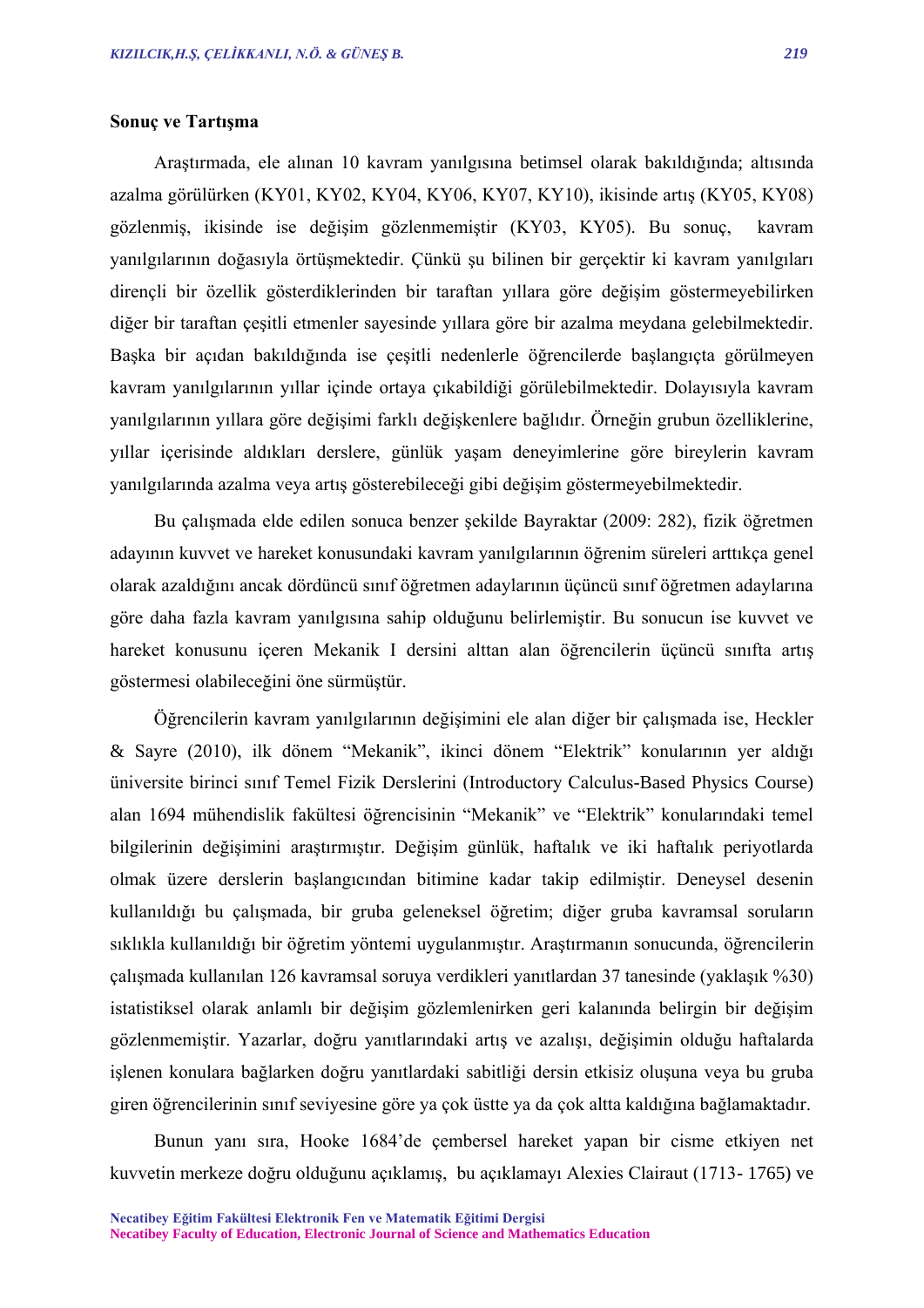## Sonuç ve Tartışma

Araştırmada, ele alınan 10 kavram yanılgısına betimsel olarak bakıldığında; altısında azalma görülürken (KY01, KY02, KY04, KY06, KY07, KY10), ikisinde artış (KY05, KY08) gözlenmiş, ikisinde ise değişim gözlenmemiştir (KY03, KY05). Bu sonuç, kavram yanılgılarının doğasıyla örtüşmektedir. Çünkü şu bilinen bir gerçektir ki kavram yanılgıları dirençli bir özellik gösterdiklerinden bir taraftan yıllara göre değişim göstermeyebilirken diğer bir taraftan çeşitli etmenler sayesinde yıllara göre bir azalma meydana gelebilmektedir. Başka bir açıdan bakıldığında ise çeşitli nedenlerle öğrencilerde başlangıçta görülmeyen kavram yanılgılarının yıllar içinde ortaya çıkabildiği görülebilmektedir. Dolayısıyla kavram yanılgılarının yıllara göre değişimi farklı değişkenlere bağlıdır. Örneğin grubun özelliklerine, yıllar içerisinde aldıkları derslere, günlük yaşam deneyimlerine göre bireylerin kavram yanılgılarında azalma veya artış gösterebileceği gibi değişim göstermeyebilmektedir.

Bu çalışmada elde edilen sonuca benzer şekilde Bayraktar (2009: 282), fizik öğretmen adayının kuvvet ve hareket konusundaki kavram yanılgılarının öğrenim süreleri arttıkça genel olarak azaldığını ancak dördüncü sınıf öğretmen adaylarının üçüncü sınıf öğretmen adaylarına göre daha fazla kavram yanılgısına sahip olduğunu belirlemiştir. Bu sonucun ise kuvvet ve hareket konusunu içeren Mekanik I dersini alttan alan öğrencilerin üçüncü sınıfta artış göstermesi olabileceğini öne sürmüştür.

Öğrencilerin kavram yanılgılarının değişimini ele alan diğer bir çalışmada ise, Heckler & Sayre (2010), ilk dönem "Mekanik", ikinci dönem "Elektrik" konularının yer aldığı üniversite birinci sınıf Temel Fizik Derslerini (Introductory Calculus-Based Physics Course) alan 1694 mühendislik fakültesi öğrencisinin "Mekanik" ve "Elektrik" konularındaki temel bilgilerinin değişimini araştırmıştır. Değişim günlük, haftalık ve iki haftalık periyotlarda olmak üzere derslerin başlangıcından bitimine kadar takip edilmiştir. Deneysel desenin kullanıldığı bu çalışmada, bir gruba geleneksel öğretim; diğer gruba kavramsal soruların sıklıkla kullanıldığı bir öğretim yöntemi uygulanmıştır. Araştırmanın sonucunda, öğrencilerin çalışmada kullanılan 126 kavramsal soruya verdikleri yanıtlardan 37 tanesinde (yaklaşık %30) istatistiksel olarak anlamlı bir değişim gözlemlenirken geri kalanında belirgin bir değişim gözlenmemiştir. Yazarlar, doğru yanıtlarındaki artış ve azalışı, değişimin olduğu haftalarda işlenen konulara bağlarken doğru yanıtlardaki sabitliği dersin etkisiz oluşuna veya bu gruba giren öğrencilerinin sınıf seviyesine göre ya çok üstte ya da çok altta kaldığına bağlamaktadır.

Bunun yanı sıra, Hooke 1684'de çembersel hareket yapan bir cisme etkiyen net kuvvetin merkeze doğru olduğunu açıklamış, bu açıklamayı Alexies Clairaut (1713- 1765) ve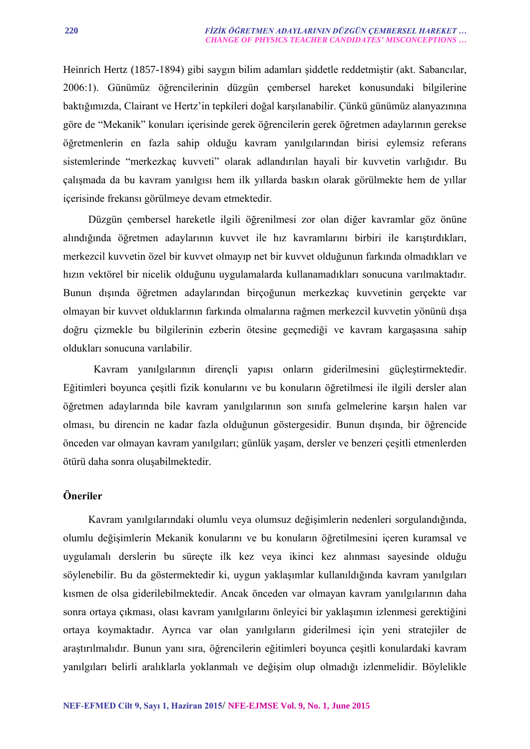Heinrich Hertz (1857-1894) gibi saygın bilim adamları şiddetle reddetmiştir (akt. Sabancılar, 2006:1). Günümüz öğrencilerinin düzgün çembersel hareket konusundaki bilgilerine baktığımızda, Clairant ve Hertz'in tepkileri doğal karşılanabilir. Çünkü günümüz alanyazınına göre de "Mekanik" konuları içerisinde gerek öğrencilerin gerek öğretmen adaylarının gerekse öğretmenlerin en fazla sahip olduğu kavram yanılgılarından birisi eylemsiz referans sistemlerinde "merkezkaç kuvveti" olarak adlandırılan hayali bir kuvvetin varlığıdır. Bu çalışmada da bu kavram yanılgısı hem ilk yıllarda baskın olarak görülmekte hem de yıllar içerisinde frekansı görülmeye devam etmektedir.

Düzgün çembersel hareketle ilgili öğrenilmesi zor olan diğer kavramlar göz önüne alındığında öğretmen adaylarının kuvvet ile hız kavramlarını birbiri ile karıştırdıkları, merkezcil kuvvetin özel bir kuvvet olmayıp net bir kuvvet olduğunun farkında olmadıkları ve hızın vektörel bir nicelik olduğunu uygulamalarda kullanamadıkları sonucuna varılmaktadır. Bunun dışında öğretmen adaylarından birçoğunun merkezkaç kuvvetinin gerçekte var olmayan bir kuvvet olduklarının farkında olmalarına rağmen merkezcil kuvvetin yönünü dışa doğru çizmekle bu bilgilerinin ezberin ötesine geçmediği ve kavram kargaşasına sahip oldukları sonucuna varılabilir.

Kavram yanılgılarının dirençli yapısı onların giderilmesini güçleştirmektedir. Eğitimleri boyunca çeşitli fizik konularını ve bu konuların öğretilmesi ile ilgili dersler alan öğretmen adaylarında bile kavram yanılgılarının son sınıfa gelmelerine karşın halen var olması, bu direncin ne kadar fazla olduğunun göstergesidir. Bunun dışında, bir öğrencide önceden var olmayan kavram yanılgıları; günlük yaşam, dersler ve benzeri çeşitli etmenlerden ötürü daha sonra oluşabilmektedir.

## Öneriler

Kavram yanılgılarındaki olumlu veya olumsuz değişimlerin nedenleri sorgulandığında, olumlu değişimlerin Mekanik konularını ve bu konuların öğretilmesini içeren kuramsal ve uygulamalı derslerin bu süreçte ilk kez veya ikinci kez alınması sayesinde olduğu söylenebilir. Bu da göstermektedir ki, uygun yaklaşımlar kullanıldığında kavram yanılgıları kısmen de olsa giderilebilmektedir. Ancak önceden var olmayan kavram yanılgılarının daha sonra ortaya çıkması, olası kavram yanılgılarını önleyici bir yaklaşımın izlenmesi gerektiğini ortaya koymaktadır. Ayrıca var olan yanılgıların giderilmesi için yeni stratejiler de araştırılmalıdır. Bunun yanı sıra, öğrencilerin eğitimleri boyunca çeşitli konulardaki kavram yanılgıları belirli aralıklarla yoklanmalı ve değişim olup olmadığı izlenmelidir. Böylelikle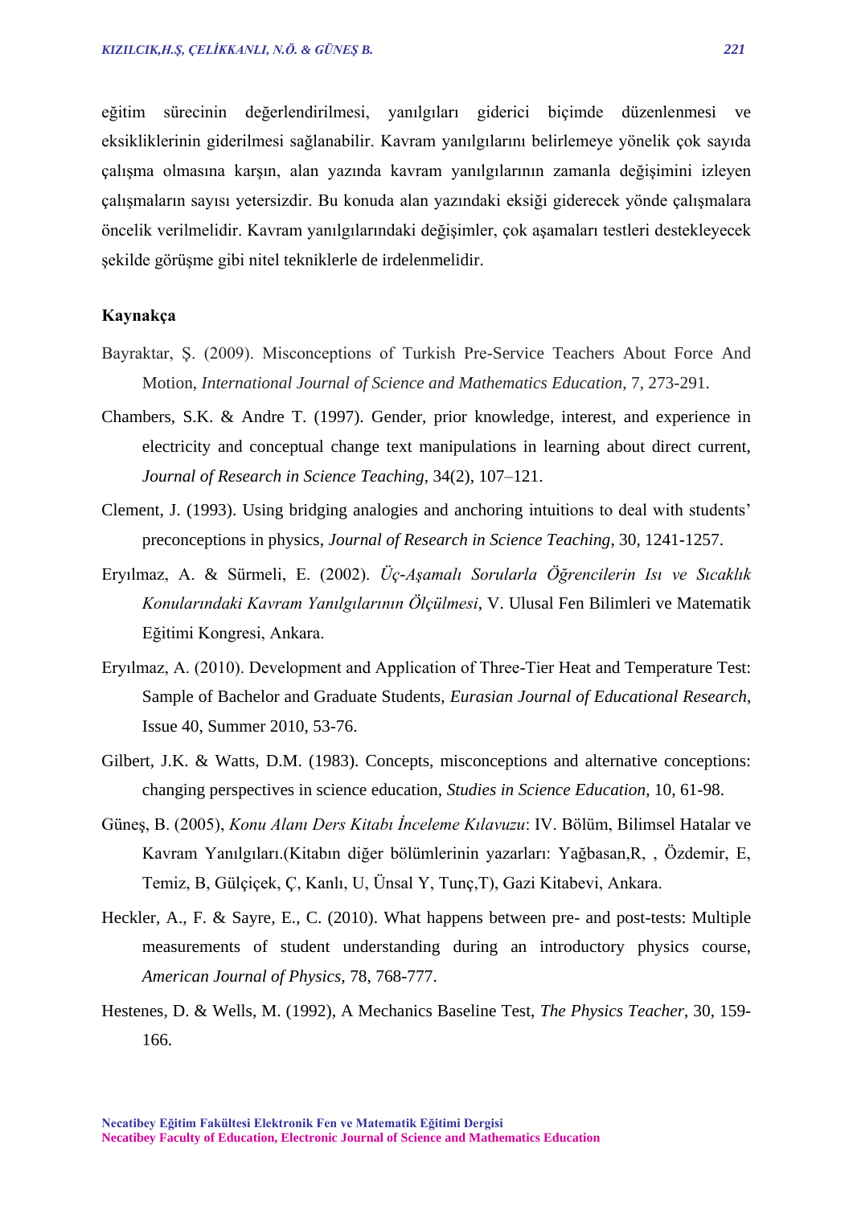eğitim sürecinin değerlendirilmesi, yanılgıları giderici biçimde düzenlenmesi ve eksikliklerinin giderilmesi sağlanabilir. Kavram yanılgılarını belirlemeye yönelik çok sayıda çalışma olmasına karşın, alan yazında kavram yanılgılarının zamanla değişimini izleyen çalışmaların sayısı yetersizdir. Bu konuda alan yazındaki eksiği giderecek yönde çalışmalara öncelik verilmelidir. Kavram yanılgılarındaki değişimler, çok aşamaları testleri destekleyecek şekilde görüşme gibi nitel tekniklerle de irdelenmelidir.

## Kaynakça

Bayraktar, Ş. (2009). Misconceptions of Turkish Pre-Service Teachers About Force And Motion, *International Journal of Science and Mathematics Education*, 7, 273-291.

Chambers, S.K. & Andre T. (1997). Gender, prior knowledge, interest, and experience in electricity and conceptual change text manipulations in learning about direct current, *Journal of Research in Science Teaching*, 34(2), 107–121.

Clement, J. (1993). Using bridging analogies and anchoring intuitions to deal with students' preconceptions in physics, *Journal of Research in Science Teaching*, 30, 1241-1257.

Eryılmaz, A. & Sürmeli, E. (2002). *Üç-Aşamalı Sorularla Öğrencilerin Isı ve Sıcaklık Konularındaki Kavram Yanılgılarının Ölçülmesi*, V. Ulusal Fen Bilimleri ve Matematik Eğitimi Kongresi, Ankara.

Eryılmaz, A. (2010). Development and Application of Three-Tier Heat and Temperature Test: Sample of Bachelor and Graduate Students, *Eurasian Journal of Educational Research*, Issue 40, Summer 2010, 53-76.

Gilbert, J.K. & Watts, D.M. (1983). Concepts, misconceptions and alternative conceptions: changing perspectives in science education, *Studies in Science Education*, 10, 61-98.

Güneş, B. (2005), *Konu Alanı Ders Kitabı İnceleme Kılavuzu*: IV. Bölüm, Bilimsel Hatalar ve Kavram Yanılgıları.(Kitabın diğer bölümlerinin yazarları: Yağbasan,R, , Özdemir, E, Temiz, B, Gülçiçek, Ç, Kanlı, U, Ünsal Y, Tunç,T), Gazi Kitabevi, Ankara.

Heckler, A., F. & Sayre, E., C. (2010). What happens between pre- and post-tests: Multiple measurements of student understanding during an introductory physics course, *American Journal of Physics*, 78, 768-777.

Hestenes, D. & Wells, M. (1992), A Mechanics Baseline Test, *The Physics Teacher*, 30, 159-166.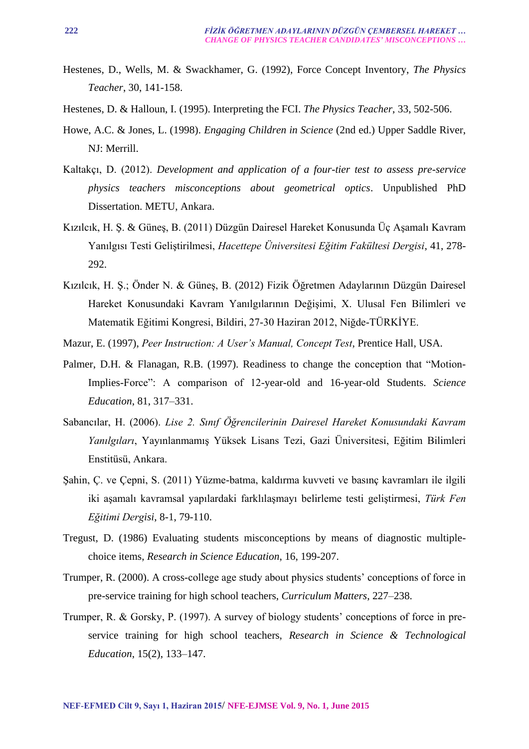Hestenes, D., Wells, M. & Swackhamer, G. (1992), Force Concept Inventory, *The Physics Teacher*, 30, 141-158.

Hestenes, D. & Halloun, I. (1995). Interpreting the FCI. *The Physics Teacher*, 33, 502-506.

Howe, A.C. & Jones, L. (1998). *Engaging Children in Science* (2nd ed.) Upper Saddle River, NJ: Merrill.

Kaltakçı, D. (2012). *Development and application of a four-tier test to assess pre-service physics teachers misconceptions about geometrical optics*. Unpublished PhD Dissertation. METU, Ankara.

Kızılcık, H. Ş. & Güneş, B. (2011) Düzgün Dairesel Hareket Konusunda Üç Aşamalı Kavram Yanılgısı Testi Geliştirilmesi, *Hacettepe Üniversitesi Eğitim Fakültesi Dergisi*, 41, 278-292.

Kızılcık, H. Ş.; Önder N. & Güneş, B. (2012) Fizik Öğretmen Adaylarının Düzgün Dairesel Hareket Konusundaki Kavram Yanılgılarının Değişimi, X. Ulusal Fen Bilimleri ve Matematik Eğitimi Kongresi, Bildiri, 27-30 Haziran 2012, Niğde-TÜRKİYE.

Mazur, E. (1997), *Peer Instruction: A User's Manual, Concept Test*, Prentice Hall, USA.

Palmer, D.H. & Flanagan, R.B. (1997). Readiness to change the conception that "Motion-Implies-Force": A comparison of 12-year-old and 16-year-old Students. *Science Education*, 81, 317–331.

Sabancılar, H. (2006). *Lise 2. Sınıf Öğrencilerinin Dairesel Hareket Konusundaki Kavram Yanılgıları*, Yayınlanmamış Yüksek Lisans Tezi, Gazi Üniversitesi, Eğitim Bilimleri Enstitüsü, Ankara.

Şahin, Ç. ve Çepni, S. (2011) Yüzme-batma, kaldırma kuvveti ve basınç kavramları ile ilgili iki aşamalı kavramsal yapılardaki farklılaşmayı belirleme testi geliştirmesi, *Türk Fen Eğitimi Dergisi*, 8-1, 79-110.

Tregust, D. (1986) Evaluating students misconceptions by means of diagnostic multiple-choice items, *Research in Science Education*, 16, 199-207.

Trumper, R. (2000). A cross-college age study about physics students' conceptions of force in pre-service training for high school teachers, *Curriculum Matters*, 227–238.

Trumper, R. & Gorsky, P. (1997). A survey of biology students' conceptions of force in pre-service training for high school teachers, *Research in Science & Technological Education*, 15(2), 133–147.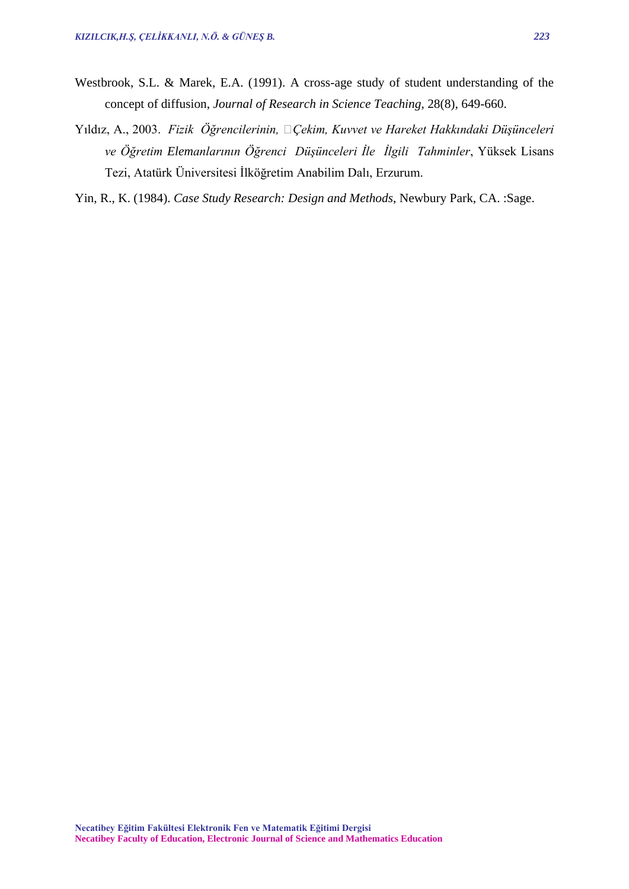Westbrook, S.L. & Marek, E.A. (1991). A cross-age study of student understanding of the concept of diffusion, *Journal of Research in Science Teaching*, 28(8), 649-660.

Yıldız, A., 2003. *Fizik Öğrencilerinin, Çekim, Kuvvet ve Hareket Hakkındaki Düşünceleri ve Öğretim Elemanlarının Öğrenci Düşünceleri İle İlgili Tahminler*, Yüksek Lisans Tezi, Atatürk Üniversitesi İlköğretim Anabilim Dalı, Erzurum.

Yin, R., K. (1984). *Case Study Research: Design and Methods*, Newbury Park, CA. :Sage.